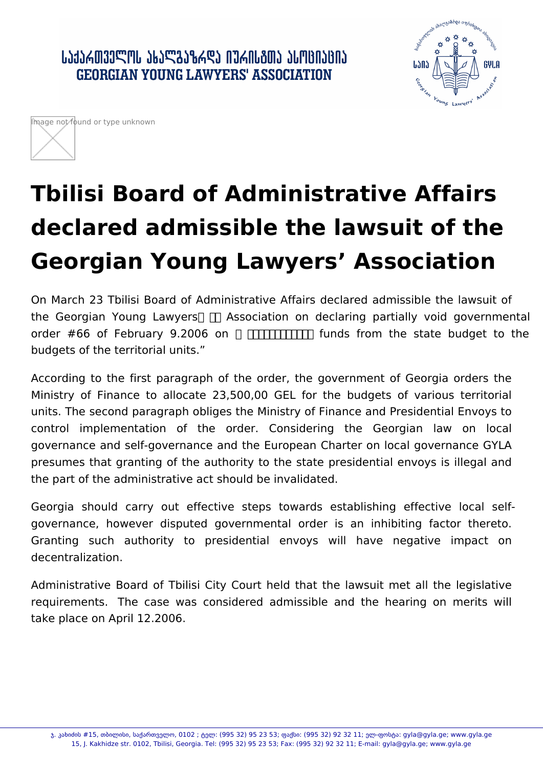საქართველოს ახალგაზრდა იურისტთა ასოციაცია
GEORGIAN YOUNG LAWYERS' ASSOCIATION

Image not found or type unknown

# Tbilisi Board of Administrative Affairs declared admissible the lawsuit of the Georgian Young Lawyers' Association

On March 23 Tbilisi Board of Administrative Affairs declared admissible the lawsuit of the Georgian Young Lawyers Association on declaring partially void governmental order #66 of February 9.2006 on funds from the state budget to the budgets of the territorial units."

According to the first paragraph of the order, the government of Georgia orders the Ministry of Finance to allocate 23,500,00 GEL for the budgets of various territorial units. The second paragraph obliges the Ministry of Finance and Presidential Envoys to control implementation of the order. Considering the Georgian law on local governance and self-governance and the European Charter on local governance GYLA presumes that granting of the authority to the state presidential envoys is illegal and the part of the administrative act should be invalidated.

Georgia should carry out effective steps towards establishing effective local self-governance, however disputed governmental order is an inhibiting factor thereto. Granting such authority to presidential envoys will have negative impact on decentralization.

Administrative Board of Tbilisi City Court held that the lawsuit met all the legislative requirements. The case was considered admissible and the hearing on merits will take place on April 12.2006.

ჯ. კახიძის #15, თბილისი, საქართველო, 0102 ; ტელ: (995 32) 95 23 53; ფაქსი: (995 32) 92 32 11; ელ-ფოსტა: gyla@gyla.ge; www.gyla.ge
15, J. Kakhidze str. 0102, Tbilisi, Georgia. Tel: (995 32) 95 23 53; Fax: (995 32) 92 32 11; E-mail: gyla@gyla.ge; www.gyla.ge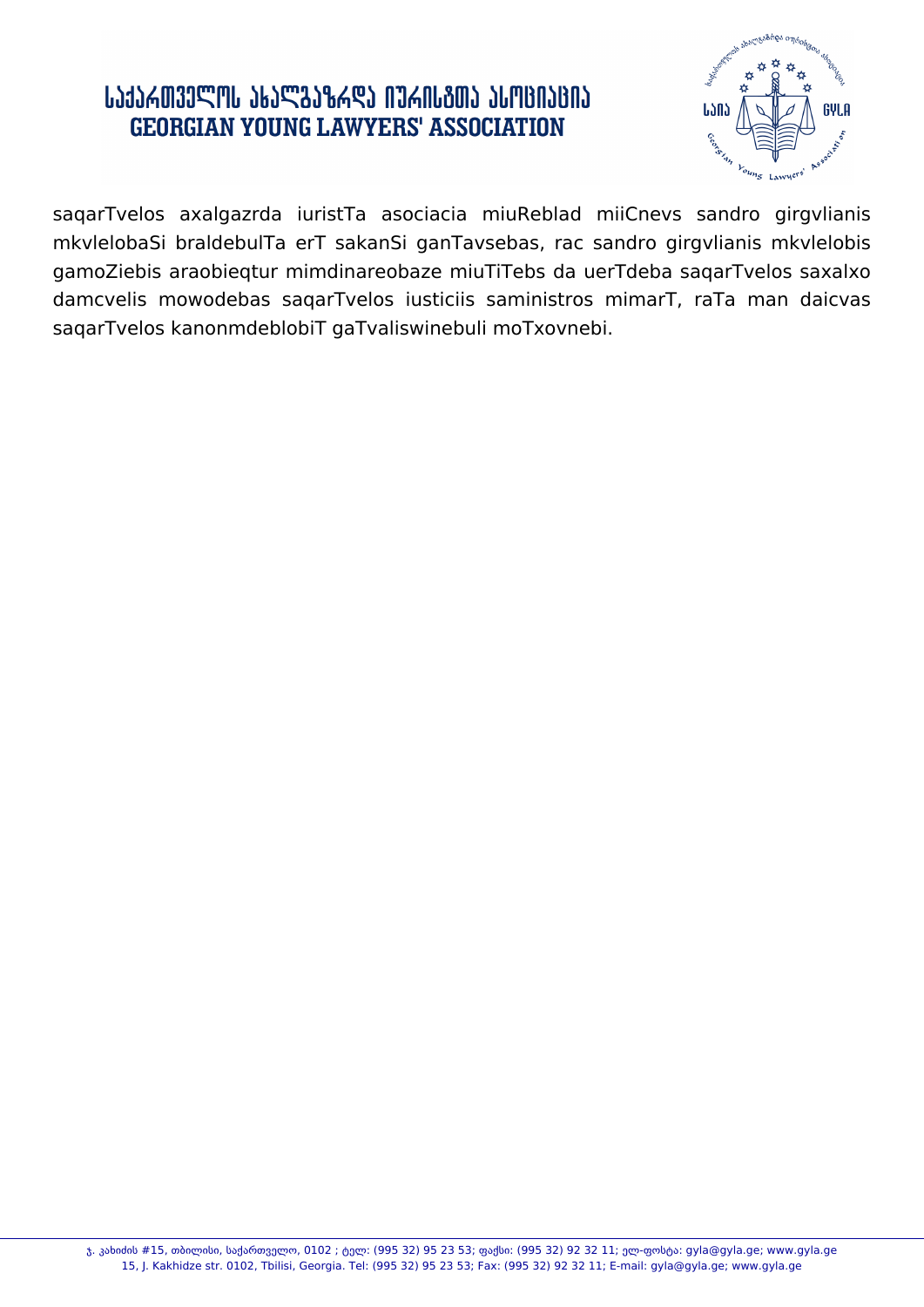saqarTvelos axalgazrda iuristTa asociacia miuReblad miiCnevs sandro girgvlianis mkvlelobaSi braldebulTa erT sakanSi ganTavsebas, rac sandro girgvlianis mkvlelobis gamoZiebis araobieqtur mimdinareobaze miuTiTebs da uerTdeba saqarTvelos saxalxo damcvelis mowodebas saqarTvelos iusticiis saministros mimarT, raTa man daicvas saqarTvelos kanonmdeblobiT gaTvaliswinebuli moTxovnebi.